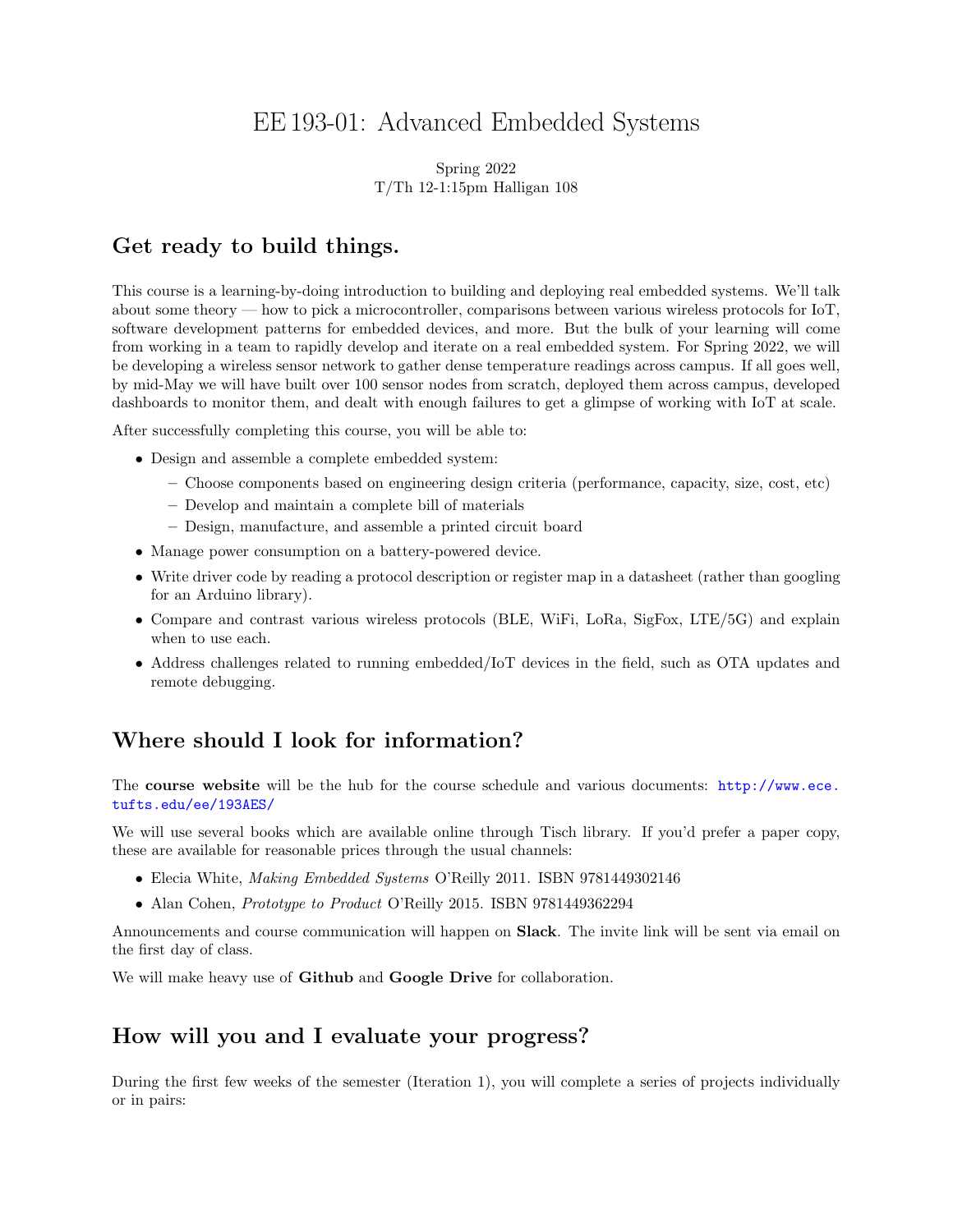# EE 193-01: Advanced Embedded Systems

Spring 2022
T/Th 12-1:15pm Halligan 108

## Get ready to build things.

This course is a learning-by-doing introduction to building and deploying real embedded systems. We'll talk about some theory — how to pick a microcontroller, comparisons between various wireless protocols for IoT, software development patterns for embedded devices, and more. But the bulk of your learning will come from working in a team to rapidly develop and iterate on a real embedded system. For Spring 2022, we will be developing a wireless sensor network to gather dense temperature readings across campus. If all goes well, by mid-May we will have built over 100 sensor nodes from scratch, deployed them across campus, developed dashboards to monitor them, and dealt with enough failures to get a glimpse of working with IoT at scale.

After successfully completing this course, you will be able to:

- Design and assemble a complete embedded system:
  - Choose components based on engineering design criteria (performance, capacity, size, cost, etc)
  - Develop and maintain a complete bill of materials
  - Design, manufacture, and assemble a printed circuit board
- Manage power consumption on a battery-powered device.
- Write driver code by reading a protocol description or register map in a datasheet (rather than googling for an Arduino library).
- Compare and contrast various wireless protocols (BLE, WiFi, LoRa, SigFox, LTE/5G) and explain when to use each.
- Address challenges related to running embedded/IoT devices in the field, such as OTA updates and remote debugging.

## Where should I look for information?

The **course website** will be the hub for the course schedule and various documents: http://www.ece.tufts.edu/ee/193AES/

We will use several books which are available online through Tisch library. If you'd prefer a paper copy, these are available for reasonable prices through the usual channels:

- Elecia White, *Making Embedded Systems* O'Reilly 2011. ISBN 9781449302146
- Alan Cohen, *Prototype to Product* O'Reilly 2015. ISBN 9781449362294

Announcements and course communication will happen on **Slack**. The invite link will be sent via email on the first day of class.

We will make heavy use of **Github** and **Google Drive** for collaboration.

## How will you and I evaluate your progress?

During the first few weeks of the semester (Iteration 1), you will complete a series of projects individually or in pairs: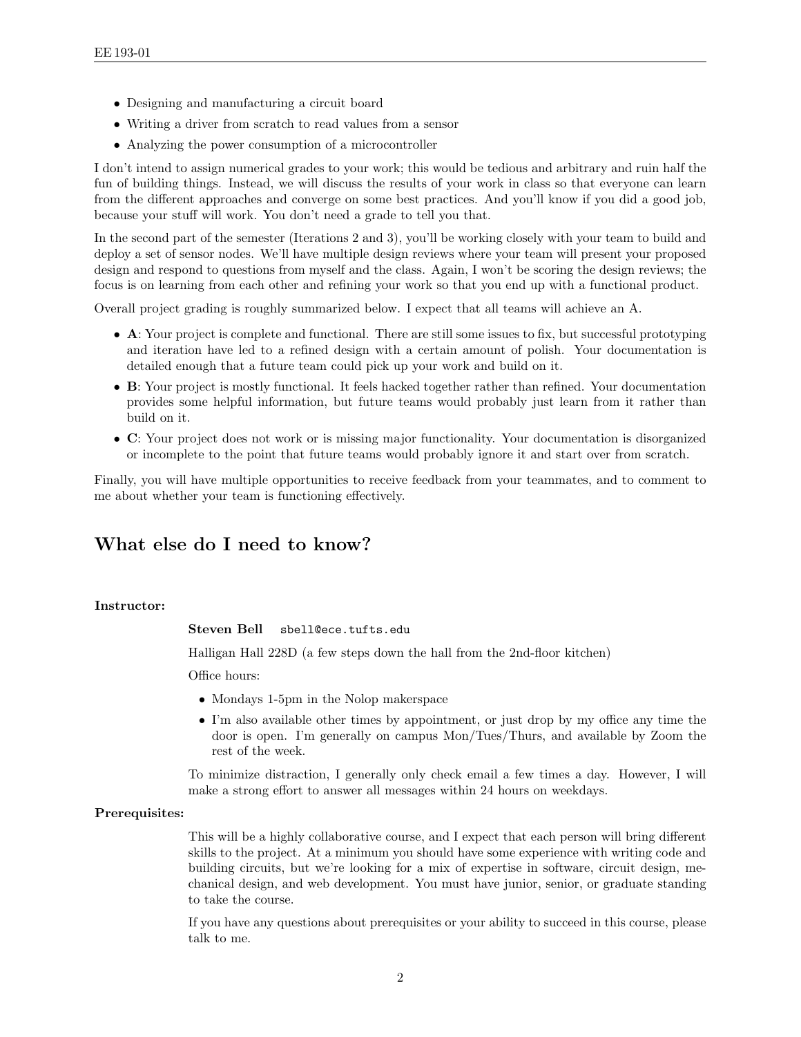- Designing and manufacturing a circuit board
- Writing a driver from scratch to read values from a sensor
- Analyzing the power consumption of a microcontroller

I don't intend to assign numerical grades to your work; this would be tedious and arbitrary and ruin half the fun of building things. Instead, we will discuss the results of your work in class so that everyone can learn from the different approaches and converge on some best practices. And you'll know if you did a good job, because your stuff will work. You don't need a grade to tell you that.

In the second part of the semester (Iterations 2 and 3), you'll be working closely with your team to build and deploy a set of sensor nodes. We'll have multiple design reviews where your team will present your proposed design and respond to questions from myself and the class. Again, I won't be scoring the design reviews; the focus is on learning from each other and refining your work so that you end up with a functional product.

Overall project grading is roughly summarized below. I expect that all teams will achieve an A.

- **A**: Your project is complete and functional. There are still some issues to fix, but successful prototyping and iteration have led to a refined design with a certain amount of polish. Your documentation is detailed enough that a future team could pick up your work and build on it.
- **B**: Your project is mostly functional. It feels hacked together rather than refined. Your documentation provides some helpful information, but future teams would probably just learn from it rather than build on it.
- **C**: Your project does not work or is missing major functionality. Your documentation is disorganized or incomplete to the point that future teams would probably ignore it and start over from scratch.

Finally, you will have multiple opportunities to receive feedback from your teammates, and to comment to me about whether your team is functioning effectively.

## What else do I need to know?

**Instructor:**

**Steven Bell** `sbell@ece.tufts.edu`

Halligan Hall 228D (a few steps down the hall from the 2nd-floor kitchen)

Office hours:

- Mondays 1-5pm in the Nolop makerspace
- I'm also available other times by appointment, or just drop by my office any time the door is open. I'm generally on campus Mon/Tues/Thurs, and available by Zoom the rest of the week.

To minimize distraction, I generally only check email a few times a day. However, I will make a strong effort to answer all messages within 24 hours on weekdays.

**Prerequisites:**

This will be a highly collaborative course, and I expect that each person will bring different skills to the project. At a minimum you should have some experience with writing code and building circuits, but we're looking for a mix of expertise in software, circuit design, mechanical design, and web development. You must have junior, senior, or graduate standing to take the course.

If you have any questions about prerequisites or your ability to succeed in this course, please talk to me.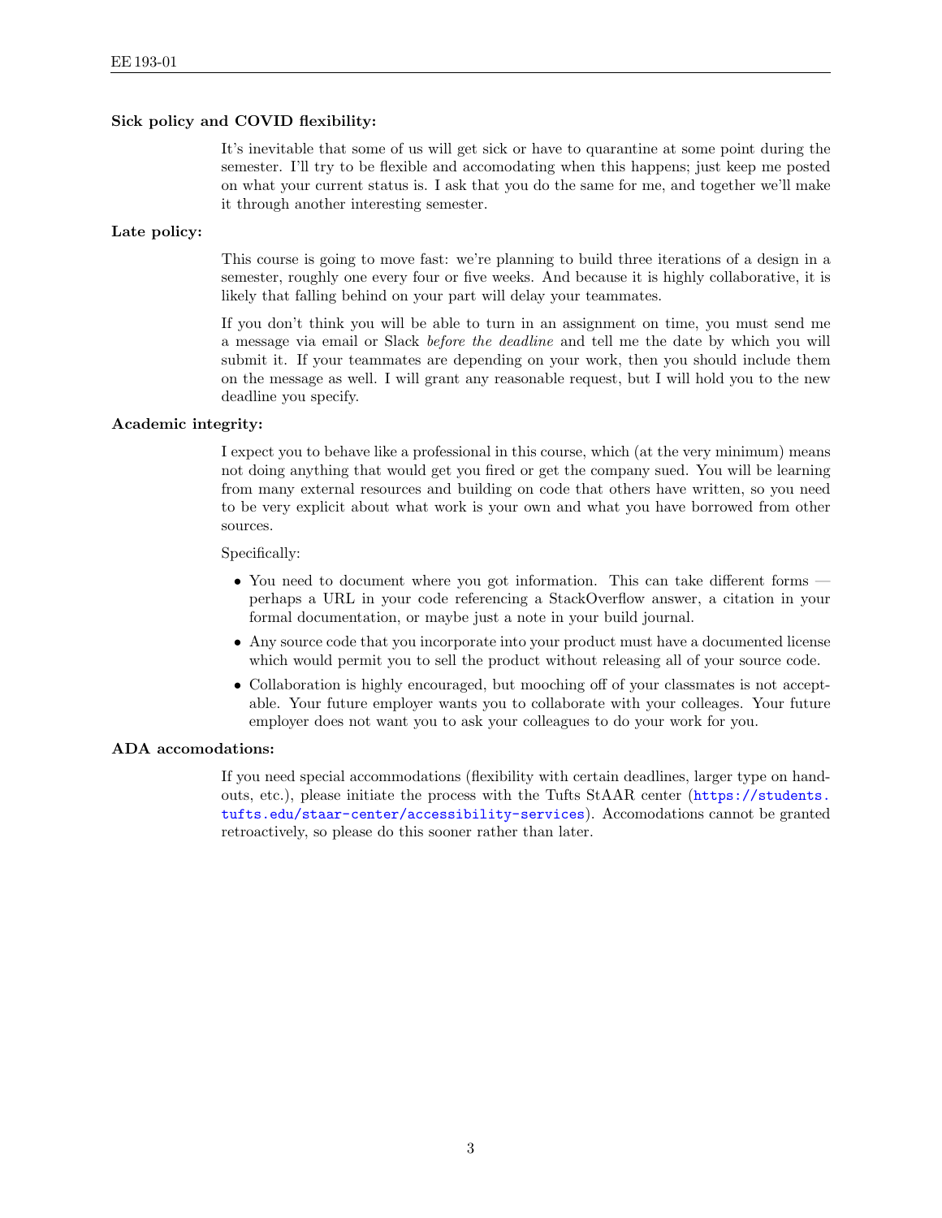**Sick policy and COVID flexibility:**

It's inevitable that some of us will get sick or have to quarantine at some point during the semester. I'll try to be flexible and accomodating when this happens; just keep me posted on what your current status is. I ask that you do the same for me, and together we'll make it through another interesting semester.

**Late policy:**

This course is going to move fast: we're planning to build three iterations of a design in a semester, roughly one every four or five weeks. And because it is highly collaborative, it is likely that falling behind on your part will delay your teammates.

If you don't think you will be able to turn in an assignment on time, you must send me a message via email or Slack *before the deadline* and tell me the date by which you will submit it. If your teammates are depending on your work, then you should include them on the message as well. I will grant any reasonable request, but I will hold you to the new deadline you specify.

**Academic integrity:**

I expect you to behave like a professional in this course, which (at the very minimum) means not doing anything that would get you fired or get the company sued. You will be learning from many external resources and building on code that others have written, so you need to be very explicit about what work is your own and what you have borrowed from other sources.

Specifically:

- You need to document where you got information. This can take different forms — perhaps a URL in your code referencing a StackOverflow answer, a citation in your formal documentation, or maybe just a note in your build journal.
- Any source code that you incorporate into your product must have a documented license which would permit you to sell the product without releasing all of your source code.
- Collaboration is highly encouraged, but mooching off of your classmates is not acceptable. Your future employer wants you to collaborate with your colleages. Your future employer does not want you to ask your colleagues to do your work for you.

**ADA accomodations:**

If you need special accommodations (flexibility with certain deadlines, larger type on handouts, etc.), please initiate the process with the Tufts StAAR center (https://students.tufts.edu/staar-center/accessibility-services). Accomodations cannot be granted retroactively, so please do this sooner rather than later.